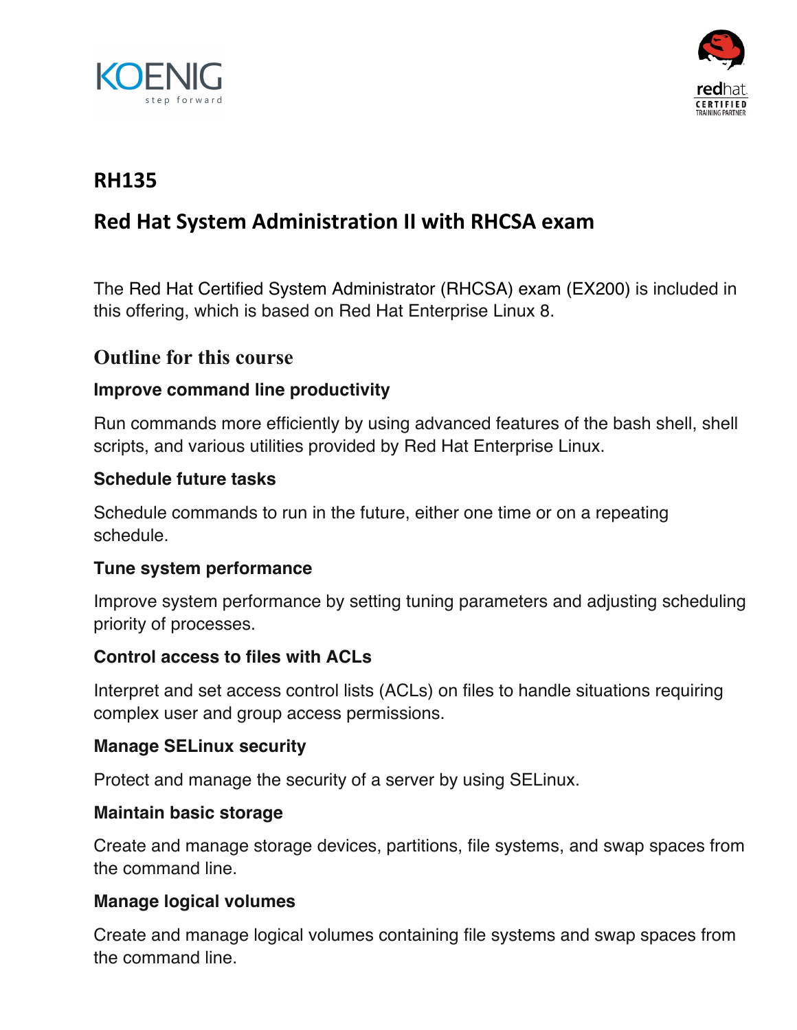# RH135

## Red Hat System Administration II with RHCSA exam

The Red Hat Certified System Administrator (RHCSA) exam (EX200) is included in this offering, which is based on Red Hat Enterprise Linux 8.

## Outline for this course

### Improve command line productivity

Run commands more efficiently by using advanced features of the bash shell, shell scripts, and various utilities provided by Red Hat Enterprise Linux.

### Schedule future tasks

Schedule commands to run in the future, either one time or on a repeating schedule.

### Tune system performance

Improve system performance by setting tuning parameters and adjusting scheduling priority of processes.

### Control access to files with ACLs

Interpret and set access control lists (ACLs) on files to handle situations requiring complex user and group access permissions.

### Manage SELinux security

Protect and manage the security of a server by using SELinux.

### Maintain basic storage

Create and manage storage devices, partitions, file systems, and swap spaces from the command line.

### Manage logical volumes

Create and manage logical volumes containing file systems and swap spaces from the command line.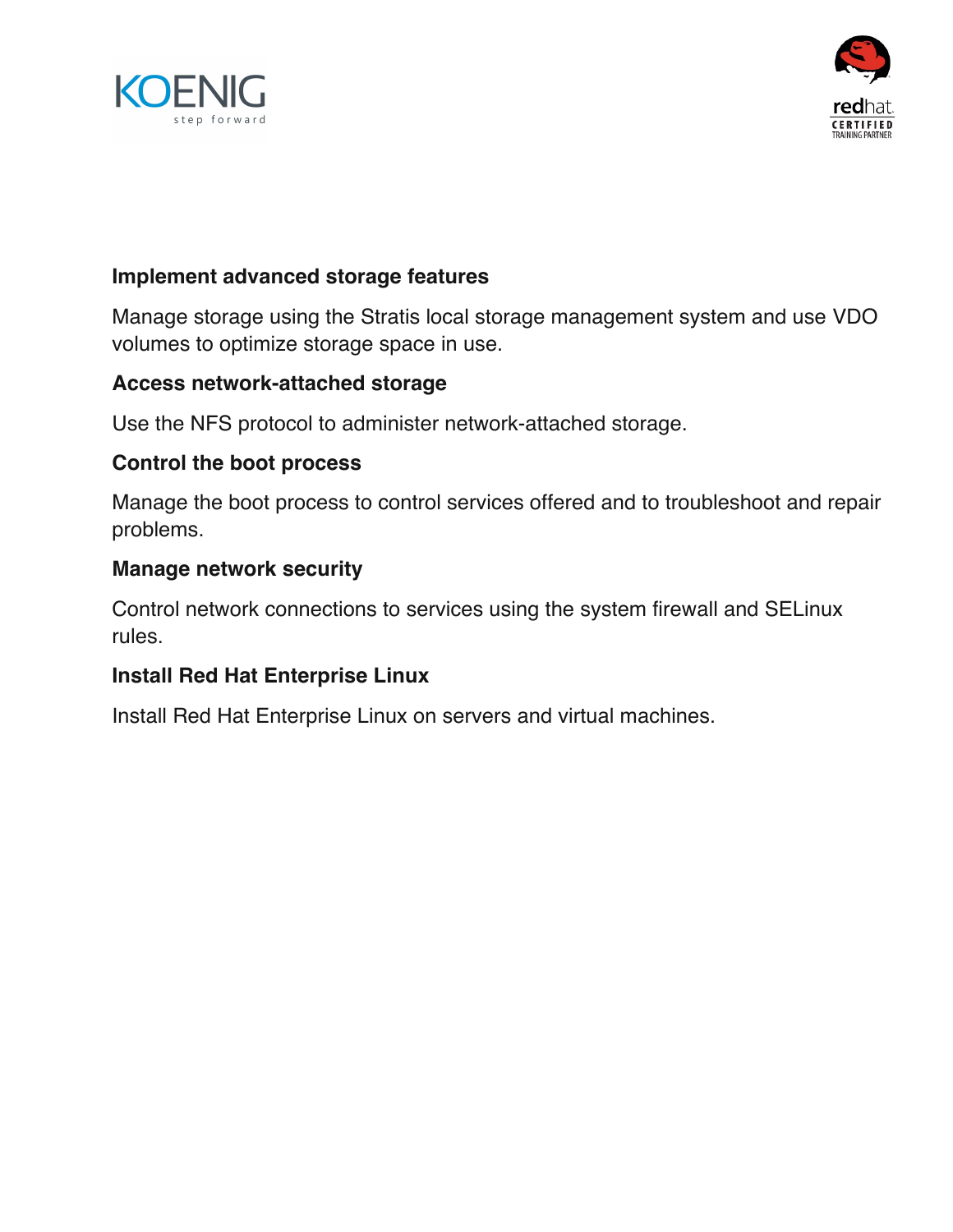**Implement advanced storage features**

Manage storage using the Stratis local storage management system and use VDO volumes to optimize storage space in use.

**Access network-attached storage**

Use the NFS protocol to administer network-attached storage.

**Control the boot process**

Manage the boot process to control services offered and to troubleshoot and repair problems.

**Manage network security**

Control network connections to services using the system firewall and SELinux rules.

**Install Red Hat Enterprise Linux**

Install Red Hat Enterprise Linux on servers and virtual machines.